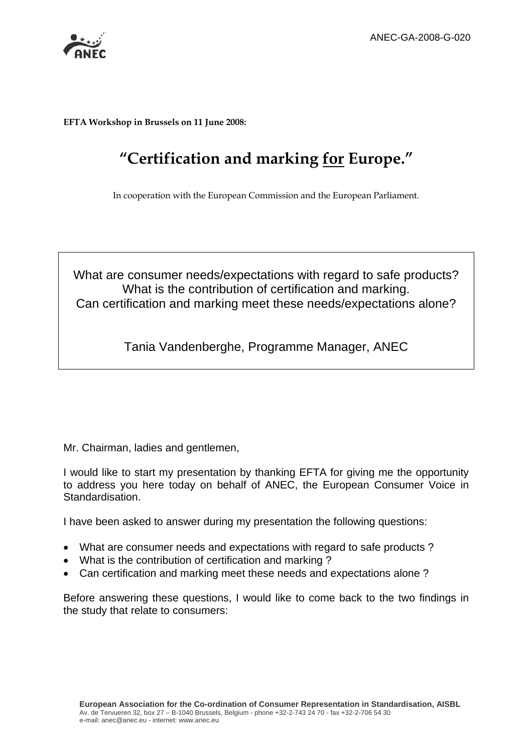ANEC-GA-2008-G-020

**EFTA Workshop in Brussels on 11 June 2008:**

# "Certification and marking <u>for</u> Europe."

In cooperation with the European Commission and the European Parliament.

What are consumer needs/expectations with regard to safe products?
What is the contribution of certification and marking.
Can certification and marking meet these needs/expectations alone?

Tania Vandenberghe, Programme Manager, ANEC

Mr. Chairman, ladies and gentlemen,

I would like to start my presentation by thanking EFTA for giving me the opportunity to address you here today on behalf of ANEC, the European Consumer Voice in Standardisation.

I have been asked to answer during my presentation the following questions:

- What are consumer needs and expectations with regard to safe products ?
- What is the contribution of certification and marking ?
- Can certification and marking meet these needs and expectations alone ?

Before answering these questions, I would like to come back to the two findings in the study that relate to consumers:

**European Association for the Co-ordination of Consumer Representation in Standardisation, AISBL**
Av. de Tervueren 32, box 27 – B-1040 Brussels, Belgium - phone +32-2-743 24 70 - fax +32-2-706 54 30
e-mail: anec@anec.eu - internet: www.anec.eu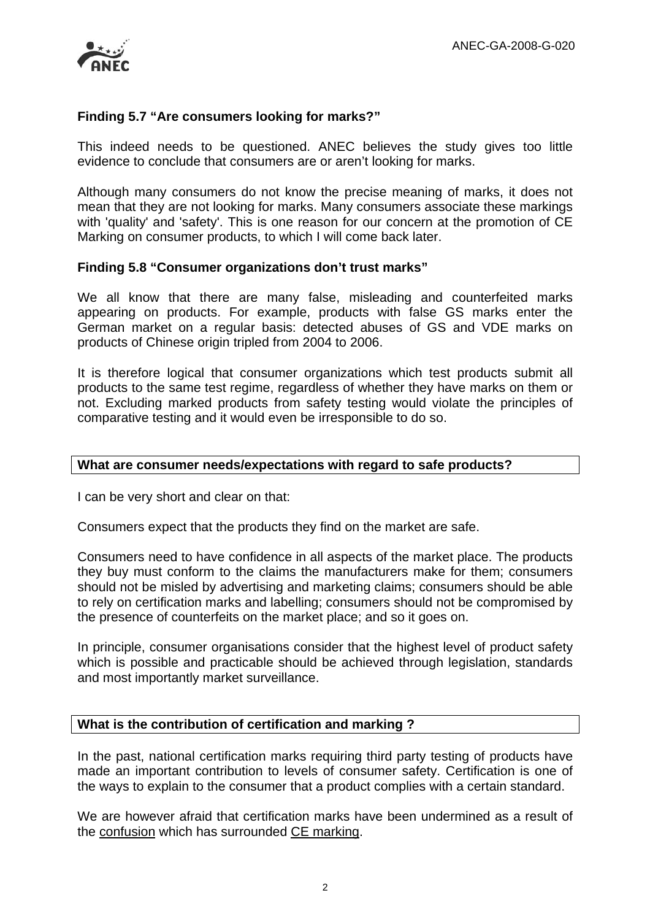**Finding 5.7 "Are consumers looking for marks?"**

This indeed needs to be questioned. ANEC believes the study gives too little evidence to conclude that consumers are or aren't looking for marks.

Although many consumers do not know the precise meaning of marks, it does not mean that they are not looking for marks. Many consumers associate these markings with 'quality' and 'safety'. This is one reason for our concern at the promotion of CE Marking on consumer products, to which I will come back later.

**Finding 5.8 "Consumer organizations don't trust marks"**

We all know that there are many false, misleading and counterfeited marks appearing on products. For example, products with false GS marks enter the German market on a regular basis: detected abuses of GS and VDE marks on products of Chinese origin tripled from 2004 to 2006.

It is therefore logical that consumer organizations which test products submit all products to the same test regime, regardless of whether they have marks on them or not. Excluding marked products from safety testing would violate the principles of comparative testing and it would even be irresponsible to do so.

**What are consumer needs/expectations with regard to safe products?**

I can be very short and clear on that:

Consumers expect that the products they find on the market are safe.

Consumers need to have confidence in all aspects of the market place. The products they buy must conform to the claims the manufacturers make for them; consumers should not be misled by advertising and marketing claims; consumers should be able to rely on certification marks and labelling; consumers should not be compromised by the presence of counterfeits on the market place; and so it goes on.

In principle, consumer organisations consider that the highest level of product safety which is possible and practicable should be achieved through legislation, standards and most importantly market surveillance.

**What is the contribution of certification and marking ?**

In the past, national certification marks requiring third party testing of products have made an important contribution to levels of consumer safety. Certification is one of the ways to explain to the consumer that a product complies with a certain standard.

We are however afraid that certification marks have been undermined as a result of the confusion which has surrounded CE marking.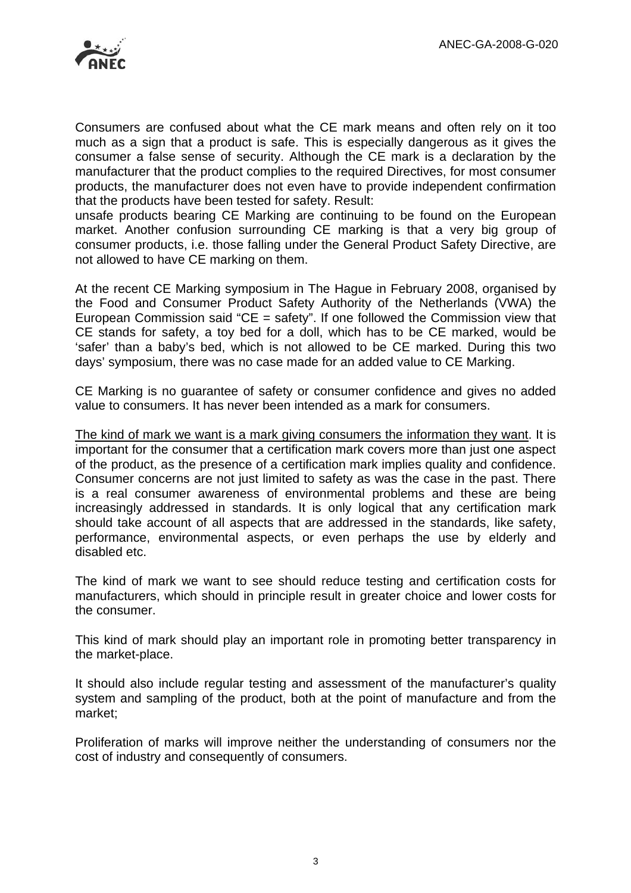Consumers are confused about what the CE mark means and often rely on it too much as a sign that a product is safe. This is especially dangerous as it gives the consumer a false sense of security. Although the CE mark is a declaration by the manufacturer that the product complies to the required Directives, for most consumer products, the manufacturer does not even have to provide independent confirmation that the products have been tested for safety. Result:
unsafe products bearing CE Marking are continuing to be found on the European market. Another confusion surrounding CE marking is that a very big group of consumer products, i.e. those falling under the General Product Safety Directive, are not allowed to have CE marking on them.

At the recent CE Marking symposium in The Hague in February 2008, organised by the Food and Consumer Product Safety Authority of the Netherlands (VWA) the European Commission said "CE = safety". If one followed the Commission view that CE stands for safety, a toy bed for a doll, which has to be CE marked, would be 'safer' than a baby's bed, which is not allowed to be CE marked. During this two days' symposium, there was no case made for an added value to CE Marking.

CE Marking is no guarantee of safety or consumer confidence and gives no added value to consumers. It has never been intended as a mark for consumers.

<u>The kind of mark we want is a mark giving consumers the information they want</u>. It is important for the consumer that a certification mark covers more than just one aspect of the product, as the presence of a certification mark implies quality and confidence. Consumer concerns are not just limited to safety as was the case in the past. There is a real consumer awareness of environmental problems and these are being increasingly addressed in standards. It is only logical that any certification mark should take account of all aspects that are addressed in the standards, like safety, performance, environmental aspects, or even perhaps the use by elderly and disabled etc.

The kind of mark we want to see should reduce testing and certification costs for manufacturers, which should in principle result in greater choice and lower costs for the consumer.

This kind of mark should play an important role in promoting better transparency in the market-place.

It should also include regular testing and assessment of the manufacturer's quality system and sampling of the product, both at the point of manufacture and from the market;

Proliferation of marks will improve neither the understanding of consumers nor the cost of industry and consequently of consumers.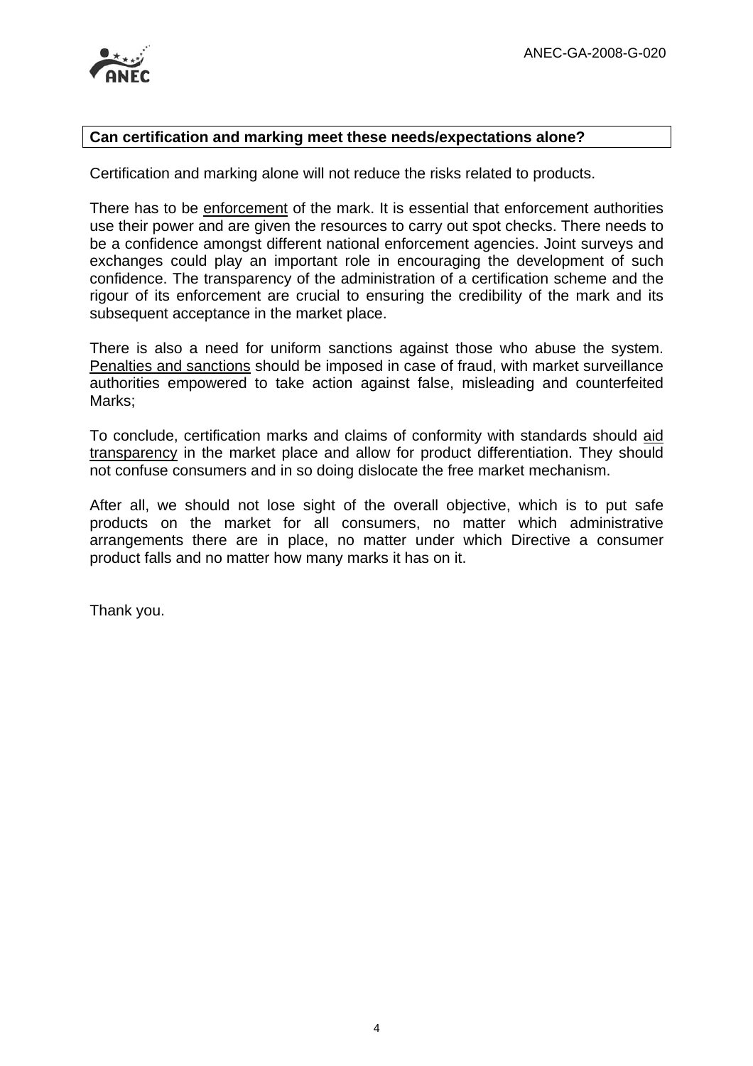**Can certification and marking meet these needs/expectations alone?**

Certification and marking alone will not reduce the risks related to products.

There has to be <u>enforcement</u> of the mark. It is essential that enforcement authorities use their power and are given the resources to carry out spot checks. There needs to be a confidence amongst different national enforcement agencies. Joint surveys and exchanges could play an important role in encouraging the development of such confidence. The transparency of the administration of a certification scheme and the rigour of its enforcement are crucial to ensuring the credibility of the mark and its subsequent acceptance in the market place.

There is also a need for uniform sanctions against those who abuse the system. <u>Penalties and sanctions</u> should be imposed in case of fraud, with market surveillance authorities empowered to take action against false, misleading and counterfeited Marks;

To conclude, certification marks and claims of conformity with standards should <u>aid transparency</u> in the market place and allow for product differentiation. They should not confuse consumers and in so doing dislocate the free market mechanism.

After all, we should not lose sight of the overall objective, which is to put safe products on the market for all consumers, no matter which administrative arrangements there are in place, no matter under which Directive a consumer product falls and no matter how many marks it has on it.

Thank you.